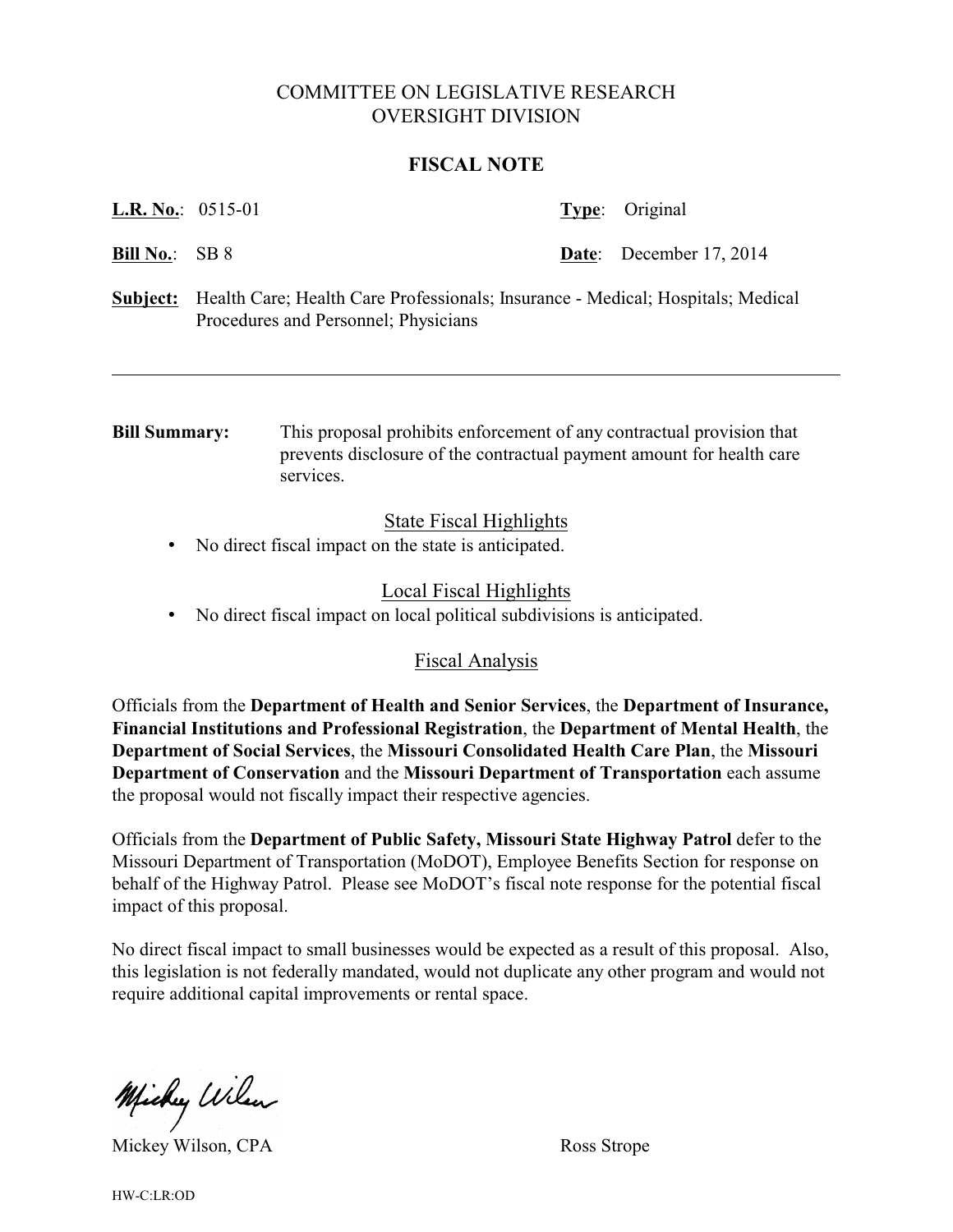# COMMITTEE ON LEGISLATIVE RESEARCH
# OVERSIGHT DIVISION

## FISCAL NOTE

**L.R. No.**: 0515-01 **Type**: Original

**Bill No.**: SB 8 **Date**: December 17, 2014

**Subject:** Health Care; Health Care Professionals; Insurance - Medical; Hospitals; Medical Procedures and Personnel; Physicians

---

**Bill Summary:** This proposal prohibits enforcement of any contractual provision that prevents disclosure of the contractual payment amount for health care services.

### State Fiscal Highlights

- No direct fiscal impact on the state is anticipated.

### Local Fiscal Highlights

- No direct fiscal impact on local political subdivisions is anticipated.

### Fiscal Analysis

Officials from the **Department of Health and Senior Services**, the **Department of Insurance, Financial Institutions and Professional Registration**, the **Department of Mental Health**, the **Department of Social Services**, the **Missouri Consolidated Health Care Plan**, the **Missouri Department of Conservation** and the **Missouri Department of Transportation** each assume the proposal would not fiscally impact their respective agencies.

Officials from the **Department of Public Safety, Missouri State Highway Patrol** defer to the Missouri Department of Transportation (MoDOT), Employee Benefits Section for response on behalf of the Highway Patrol. Please see MoDOT's fiscal note response for the potential fiscal impact of this proposal.

No direct fiscal impact to small businesses would be expected as a result of this proposal. Also, this legislation is not federally mandated, would not duplicate any other program and would not require additional capital improvements or rental space.

Mickey Wilson, CPA

Ross Strope

HW-C:LR:OD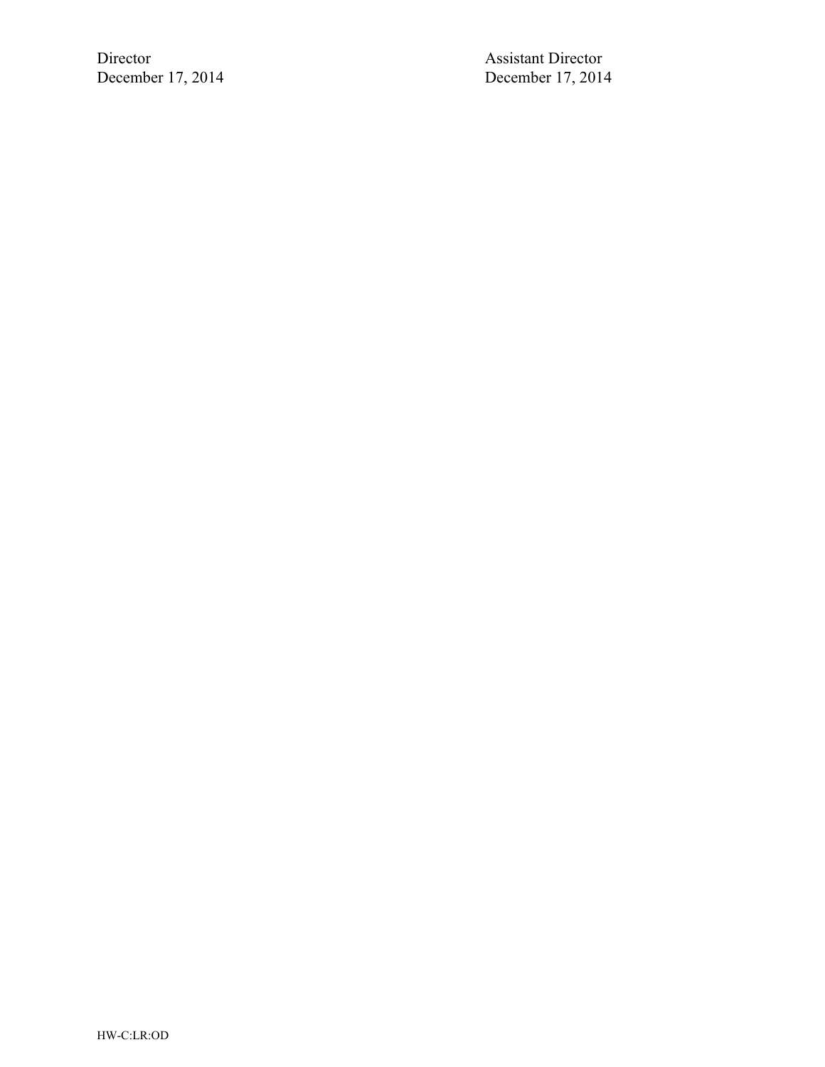Director
December 17, 2014

Assistant Director
December 17, 2014

HW-C:LR:OD